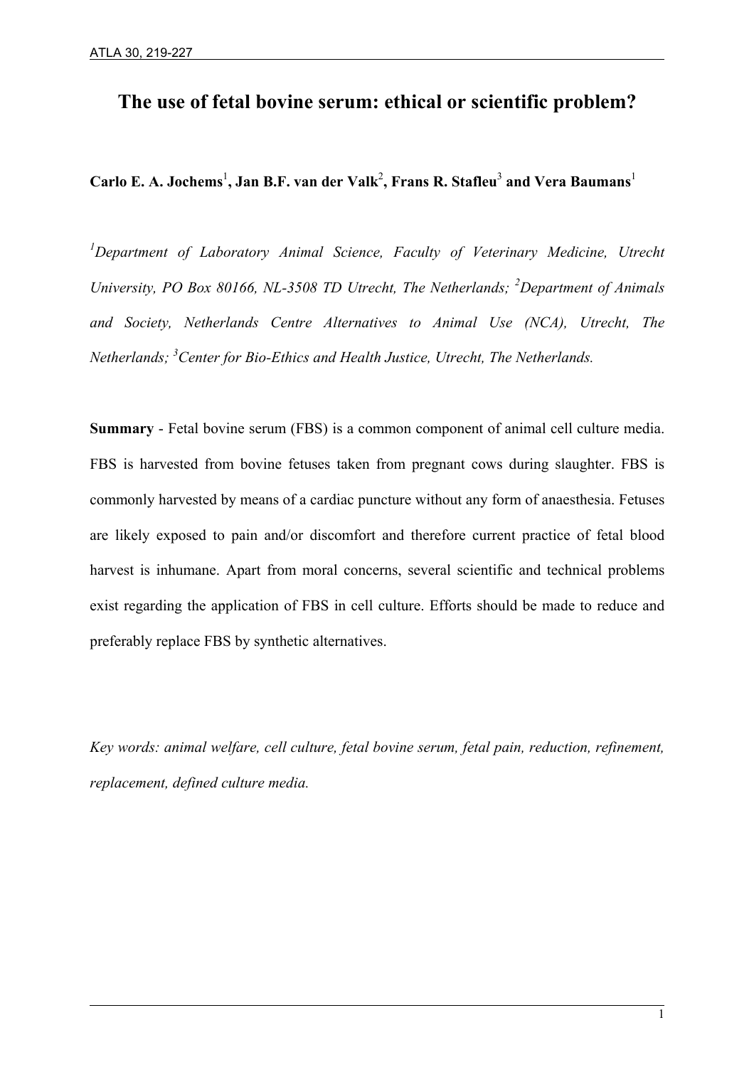# The use of fetal bovine serum: ethical or scientific problem?

**Carlo E. A. Jochems[1], Jan B.F. van der Valk[2], Frans R. Stafleu[3] and Vera Baumans[1]**

*[1]Department of Laboratory Animal Science, Faculty of Veterinary Medicine, Utrecht University, PO Box 80166, NL-3508 TD Utrecht, The Netherlands; [2]Department of Animals and Society, Netherlands Centre Alternatives to Animal Use (NCA), Utrecht, The Netherlands; [3]Center for Bio-Ethics and Health Justice, Utrecht, The Netherlands.*

**Summary** - Fetal bovine serum (FBS) is a common component of animal cell culture media. FBS is harvested from bovine fetuses taken from pregnant cows during slaughter. FBS is commonly harvested by means of a cardiac puncture without any form of anaesthesia. Fetuses are likely exposed to pain and/or discomfort and therefore current practice of fetal blood harvest is inhumane. Apart from moral concerns, several scientific and technical problems exist regarding the application of FBS in cell culture. Efforts should be made to reduce and preferably replace FBS by synthetic alternatives.

*Key words: animal welfare, cell culture, fetal bovine serum, fetal pain, reduction, refinement, replacement, defined culture media.*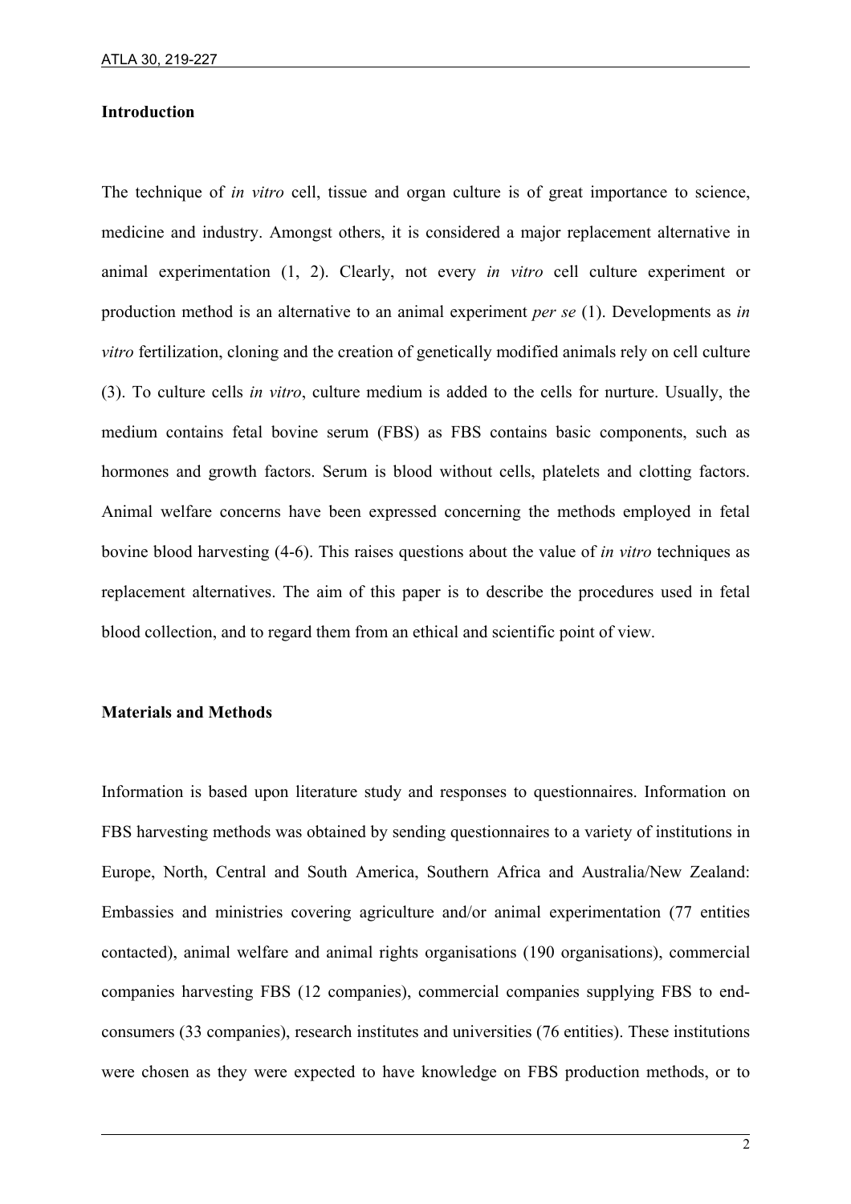**Introduction**

The technique of *in vitro* cell, tissue and organ culture is of great importance to science, medicine and industry. Amongst others, it is considered a major replacement alternative in animal experimentation (1, 2). Clearly, not every *in vitro* cell culture experiment or production method is an alternative to an animal experiment *per se* (1). Developments as *in vitro* fertilization, cloning and the creation of genetically modified animals rely on cell culture (3). To culture cells *in vitro*, culture medium is added to the cells for nurture. Usually, the medium contains fetal bovine serum (FBS) as FBS contains basic components, such as hormones and growth factors. Serum is blood without cells, platelets and clotting factors. Animal welfare concerns have been expressed concerning the methods employed in fetal bovine blood harvesting (4-6). This raises questions about the value of *in vitro* techniques as replacement alternatives. The aim of this paper is to describe the procedures used in fetal blood collection, and to regard them from an ethical and scientific point of view.

**Materials and Methods**

Information is based upon literature study and responses to questionnaires. Information on FBS harvesting methods was obtained by sending questionnaires to a variety of institutions in Europe, North, Central and South America, Southern Africa and Australia/New Zealand: Embassies and ministries covering agriculture and/or animal experimentation (77 entities contacted), animal welfare and animal rights organisations (190 organisations), commercial companies harvesting FBS (12 companies), commercial companies supplying FBS to end-consumers (33 companies), research institutes and universities (76 entities). These institutions were chosen as they were expected to have knowledge on FBS production methods, or to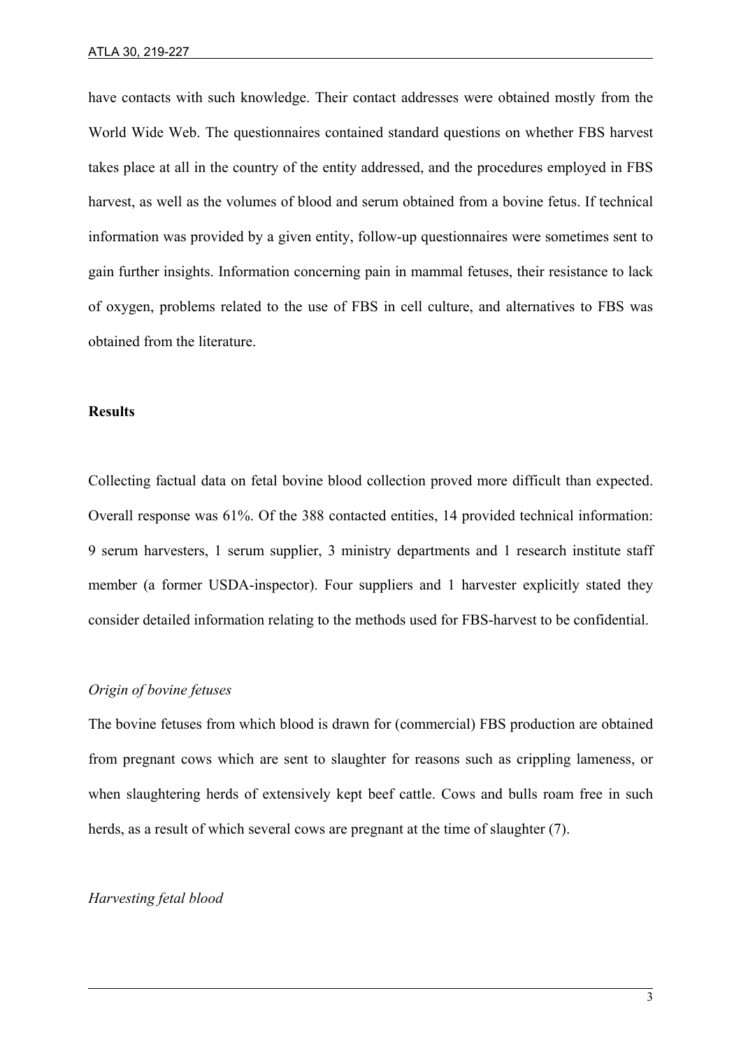have contacts with such knowledge. Their contact addresses were obtained mostly from the World Wide Web. The questionnaires contained standard questions on whether FBS harvest takes place at all in the country of the entity addressed, and the procedures employed in FBS harvest, as well as the volumes of blood and serum obtained from a bovine fetus. If technical information was provided by a given entity, follow-up questionnaires were sometimes sent to gain further insights. Information concerning pain in mammal fetuses, their resistance to lack of oxygen, problems related to the use of FBS in cell culture, and alternatives to FBS was obtained from the literature.

## Results

Collecting factual data on fetal bovine blood collection proved more difficult than expected. Overall response was 61%. Of the 388 contacted entities, 14 provided technical information: 9 serum harvesters, 1 serum supplier, 3 ministry departments and 1 research institute staff member (a former USDA-inspector). Four suppliers and 1 harvester explicitly stated they consider detailed information relating to the methods used for FBS-harvest to be confidential.

### *Origin of bovine fetuses*

The bovine fetuses from which blood is drawn for (commercial) FBS production are obtained from pregnant cows which are sent to slaughter for reasons such as crippling lameness, or when slaughtering herds of extensively kept beef cattle. Cows and bulls roam free in such herds, as a result of which several cows are pregnant at the time of slaughter (7).

### *Harvesting fetal blood*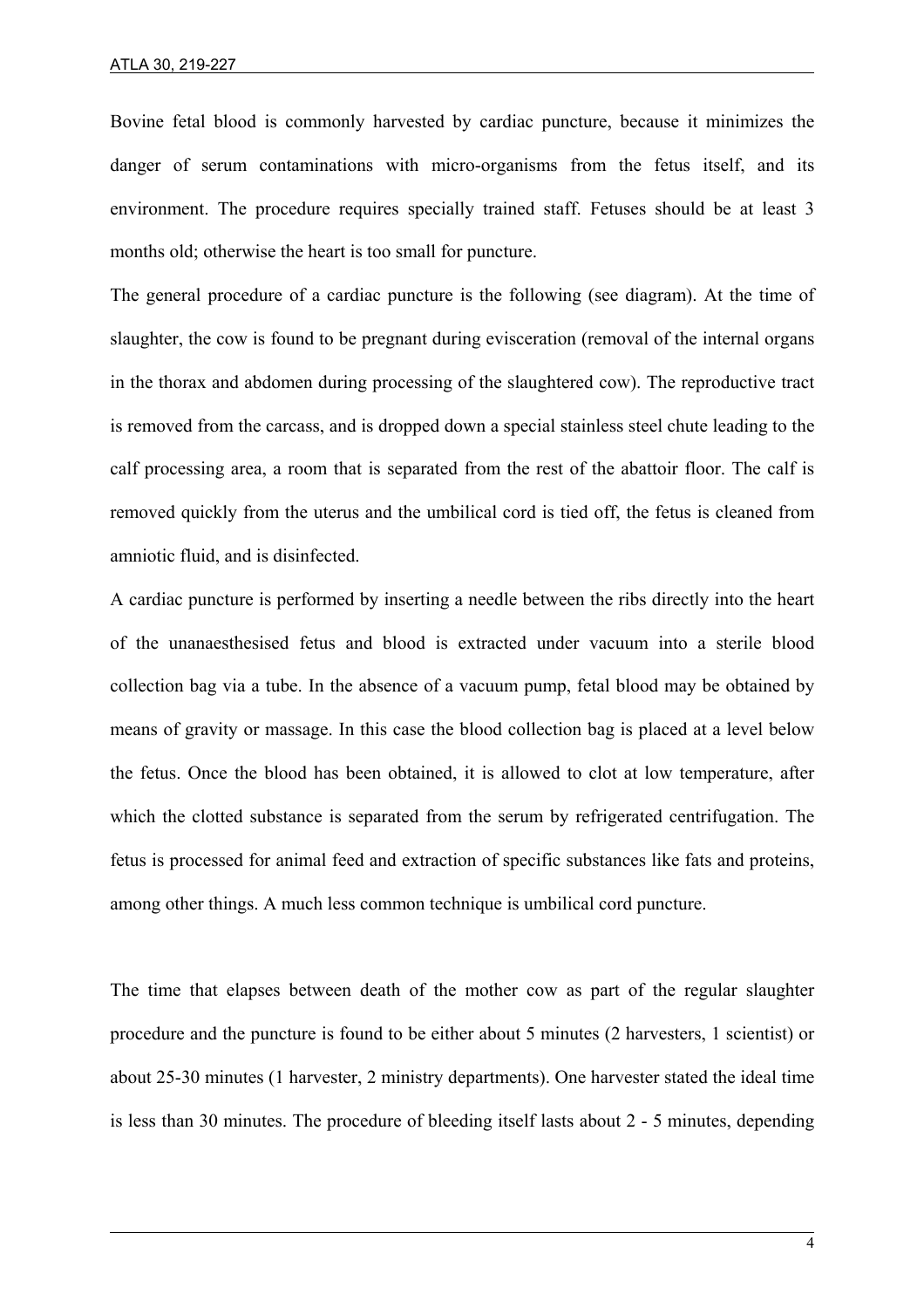Bovine fetal blood is commonly harvested by cardiac puncture, because it minimizes the danger of serum contaminations with micro-organisms from the fetus itself, and its environment. The procedure requires specially trained staff. Fetuses should be at least 3 months old; otherwise the heart is too small for puncture.

The general procedure of a cardiac puncture is the following (see diagram). At the time of slaughter, the cow is found to be pregnant during evisceration (removal of the internal organs in the thorax and abdomen during processing of the slaughtered cow). The reproductive tract is removed from the carcass, and is dropped down a special stainless steel chute leading to the calf processing area, a room that is separated from the rest of the abattoir floor. The calf is removed quickly from the uterus and the umbilical cord is tied off, the fetus is cleaned from amniotic fluid, and is disinfected.

A cardiac puncture is performed by inserting a needle between the ribs directly into the heart of the unanaesthesised fetus and blood is extracted under vacuum into a sterile blood collection bag via a tube. In the absence of a vacuum pump, fetal blood may be obtained by means of gravity or massage. In this case the blood collection bag is placed at a level below the fetus. Once the blood has been obtained, it is allowed to clot at low temperature, after which the clotted substance is separated from the serum by refrigerated centrifugation. The fetus is processed for animal feed and extraction of specific substances like fats and proteins, among other things. A much less common technique is umbilical cord puncture.

The time that elapses between death of the mother cow as part of the regular slaughter procedure and the puncture is found to be either about 5 minutes (2 harvesters, 1 scientist) or about 25-30 minutes (1 harvester, 2 ministry departments). One harvester stated the ideal time is less than 30 minutes. The procedure of bleeding itself lasts about 2 - 5 minutes, depending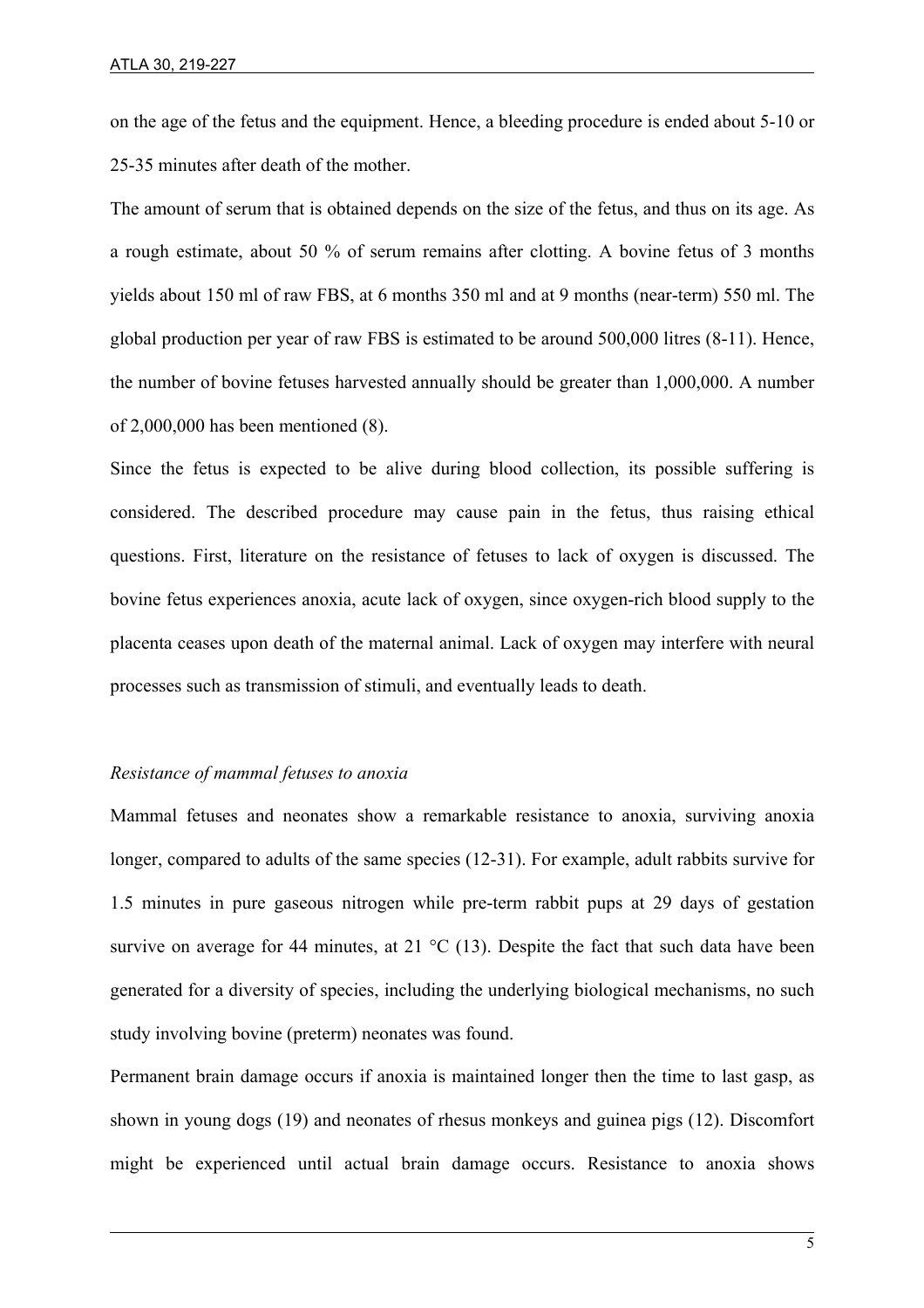on the age of the fetus and the equipment. Hence, a bleeding procedure is ended about 5-10 or 25-35 minutes after death of the mother.

The amount of serum that is obtained depends on the size of the fetus, and thus on its age. As a rough estimate, about 50 % of serum remains after clotting. A bovine fetus of 3 months yields about 150 ml of raw FBS, at 6 months 350 ml and at 9 months (near-term) 550 ml. The global production per year of raw FBS is estimated to be around 500,000 litres (8-11). Hence, the number of bovine fetuses harvested annually should be greater than 1,000,000. A number of 2,000,000 has been mentioned (8).

Since the fetus is expected to be alive during blood collection, its possible suffering is considered. The described procedure may cause pain in the fetus, thus raising ethical questions. First, literature on the resistance of fetuses to lack of oxygen is discussed. The bovine fetus experiences anoxia, acute lack of oxygen, since oxygen-rich blood supply to the placenta ceases upon death of the maternal animal. Lack of oxygen may interfere with neural processes such as transmission of stimuli, and eventually leads to death.

*Resistance of mammal fetuses to anoxia*

Mammal fetuses and neonates show a remarkable resistance to anoxia, surviving anoxia longer, compared to adults of the same species (12-31). For example, adult rabbits survive for 1.5 minutes in pure gaseous nitrogen while pre-term rabbit pups at 29 days of gestation survive on average for 44 minutes, at 21 °C (13). Despite the fact that such data have been generated for a diversity of species, including the underlying biological mechanisms, no such study involving bovine (preterm) neonates was found.

Permanent brain damage occurs if anoxia is maintained longer then the time to last gasp, as shown in young dogs (19) and neonates of rhesus monkeys and guinea pigs (12). Discomfort might be experienced until actual brain damage occurs. Resistance to anoxia shows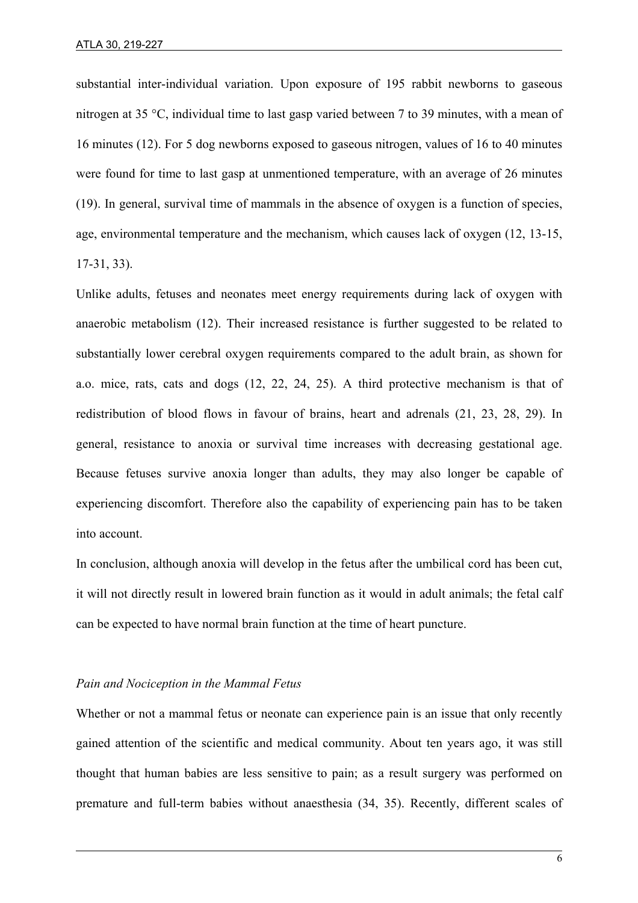substantial inter-individual variation. Upon exposure of 195 rabbit newborns to gaseous nitrogen at 35 °C, individual time to last gasp varied between 7 to 39 minutes, with a mean of 16 minutes (12). For 5 dog newborns exposed to gaseous nitrogen, values of 16 to 40 minutes were found for time to last gasp at unmentioned temperature, with an average of 26 minutes (19). In general, survival time of mammals in the absence of oxygen is a function of species, age, environmental temperature and the mechanism, which causes lack of oxygen (12, 13-15, 17-31, 33).

Unlike adults, fetuses and neonates meet energy requirements during lack of oxygen with anaerobic metabolism (12). Their increased resistance is further suggested to be related to substantially lower cerebral oxygen requirements compared to the adult brain, as shown for a.o. mice, rats, cats and dogs (12, 22, 24, 25). A third protective mechanism is that of redistribution of blood flows in favour of brains, heart and adrenals (21, 23, 28, 29). In general, resistance to anoxia or survival time increases with decreasing gestational age. Because fetuses survive anoxia longer than adults, they may also longer be capable of experiencing discomfort. Therefore also the capability of experiencing pain has to be taken into account.

In conclusion, although anoxia will develop in the fetus after the umbilical cord has been cut, it will not directly result in lowered brain function as it would in adult animals; the fetal calf can be expected to have normal brain function at the time of heart puncture.

### *Pain and Nociception in the Mammal Fetus*

Whether or not a mammal fetus or neonate can experience pain is an issue that only recently gained attention of the scientific and medical community. About ten years ago, it was still thought that human babies are less sensitive to pain; as a result surgery was performed on premature and full-term babies without anaesthesia (34, 35). Recently, different scales of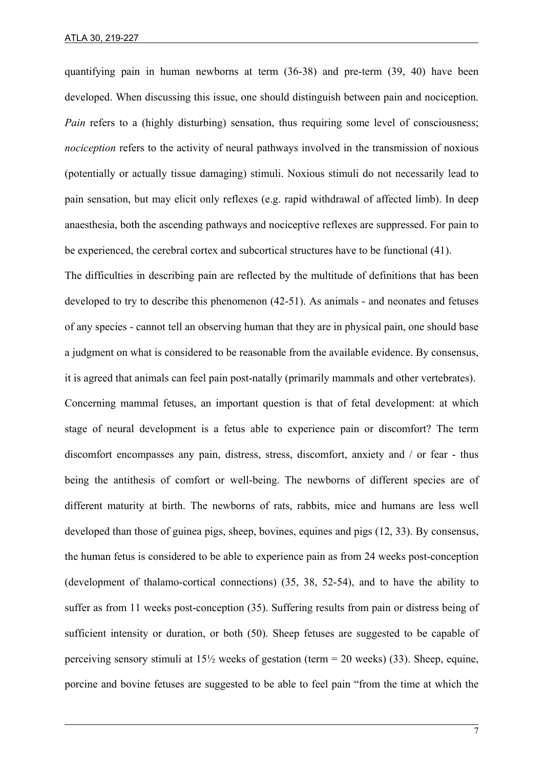quantifying pain in human newborns at term (36-38) and pre-term (39, 40) have been developed. When discussing this issue, one should distinguish between pain and nociception. *Pain* refers to a (highly disturbing) sensation, thus requiring some level of consciousness; *nociception* refers to the activity of neural pathways involved in the transmission of noxious (potentially or actually tissue damaging) stimuli. Noxious stimuli do not necessarily lead to pain sensation, but may elicit only reflexes (e.g. rapid withdrawal of affected limb). In deep anaesthesia, both the ascending pathways and nociceptive reflexes are suppressed. For pain to be experienced, the cerebral cortex and subcortical structures have to be functional (41).

The difficulties in describing pain are reflected by the multitude of definitions that has been developed to try to describe this phenomenon (42-51). As animals - and neonates and fetuses of any species - cannot tell an observing human that they are in physical pain, one should base a judgment on what is considered to be reasonable from the available evidence. By consensus, it is agreed that animals can feel pain post-natally (primarily mammals and other vertebrates).

Concerning mammal fetuses, an important question is that of fetal development: at which stage of neural development is a fetus able to experience pain or discomfort? The term discomfort encompasses any pain, distress, stress, discomfort, anxiety and / or fear - thus being the antithesis of comfort or well-being. The newborns of different species are of different maturity at birth. The newborns of rats, rabbits, mice and humans are less well developed than those of guinea pigs, sheep, bovines, equines and pigs (12, 33). By consensus, the human fetus is considered to be able to experience pain as from 24 weeks post-conception (development of thalamo-cortical connections) (35, 38, 52-54), and to have the ability to suffer as from 11 weeks post-conception (35). Suffering results from pain or distress being of sufficient intensity or duration, or both (50). Sheep fetuses are suggested to be capable of perceiving sensory stimuli at 15½ weeks of gestation (term = 20 weeks) (33). Sheep, equine, porcine and bovine fetuses are suggested to be able to feel pain "from the time at which the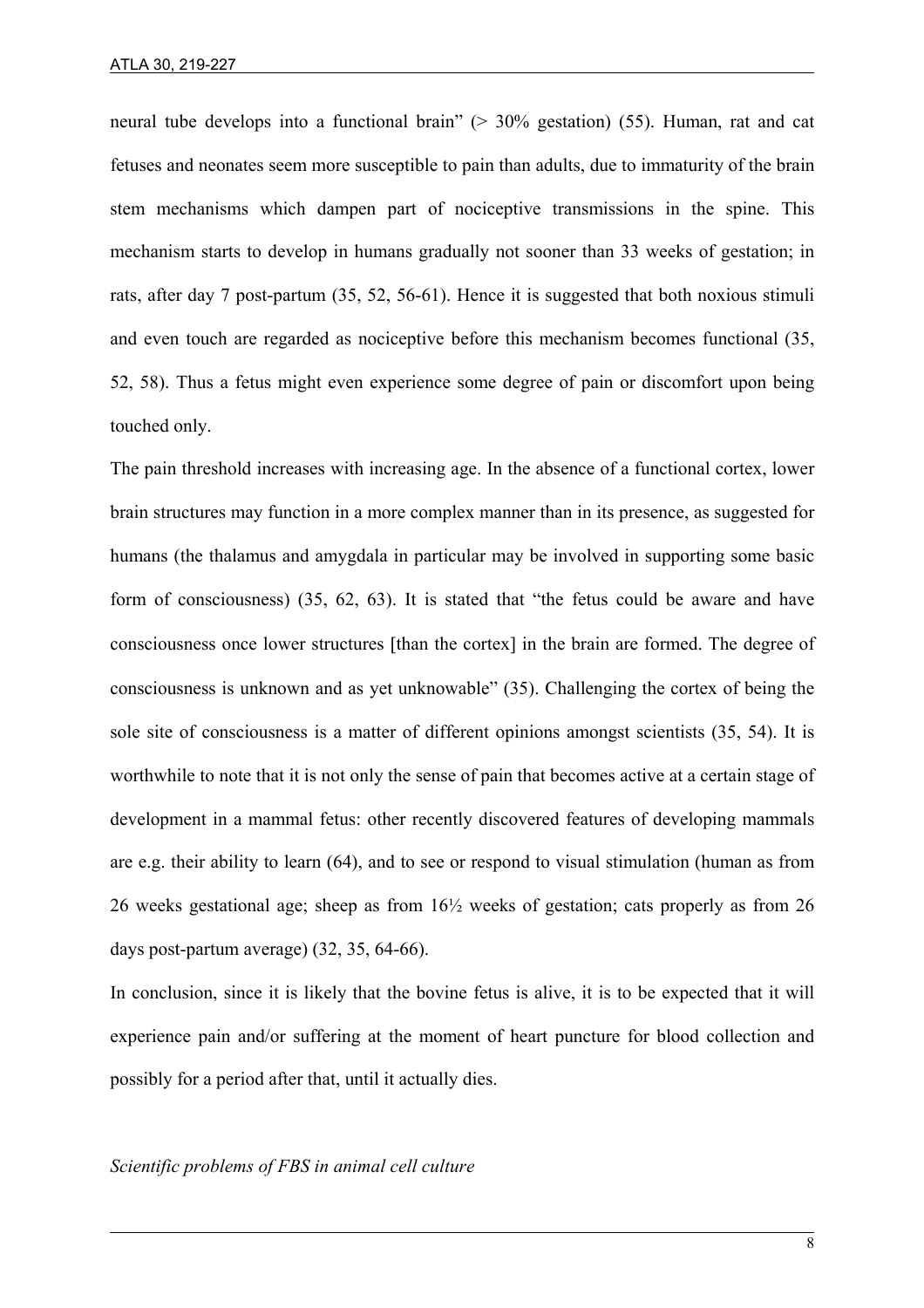neural tube develops into a functional brain" (> 30% gestation) (55). Human, rat and cat fetuses and neonates seem more susceptible to pain than adults, due to immaturity of the brain stem mechanisms which dampen part of nociceptive transmissions in the spine. This mechanism starts to develop in humans gradually not sooner than 33 weeks of gestation; in rats, after day 7 post-partum (35, 52, 56-61). Hence it is suggested that both noxious stimuli and even touch are regarded as nociceptive before this mechanism becomes functional (35, 52, 58). Thus a fetus might even experience some degree of pain or discomfort upon being touched only.

The pain threshold increases with increasing age. In the absence of a functional cortex, lower brain structures may function in a more complex manner than in its presence, as suggested for humans (the thalamus and amygdala in particular may be involved in supporting some basic form of consciousness) (35, 62, 63). It is stated that "the fetus could be aware and have consciousness once lower structures [than the cortex] in the brain are formed. The degree of consciousness is unknown and as yet unknowable" (35). Challenging the cortex of being the sole site of consciousness is a matter of different opinions amongst scientists (35, 54). It is worthwhile to note that it is not only the sense of pain that becomes active at a certain stage of development in a mammal fetus: other recently discovered features of developing mammals are e.g. their ability to learn (64), and to see or respond to visual stimulation (human as from 26 weeks gestational age; sheep as from 16½ weeks of gestation; cats properly as from 26 days post-partum average) (32, 35, 64-66).

In conclusion, since it is likely that the bovine fetus is alive, it is to be expected that it will experience pain and/or suffering at the moment of heart puncture for blood collection and possibly for a period after that, until it actually dies.

*Scientific problems of FBS in animal cell culture*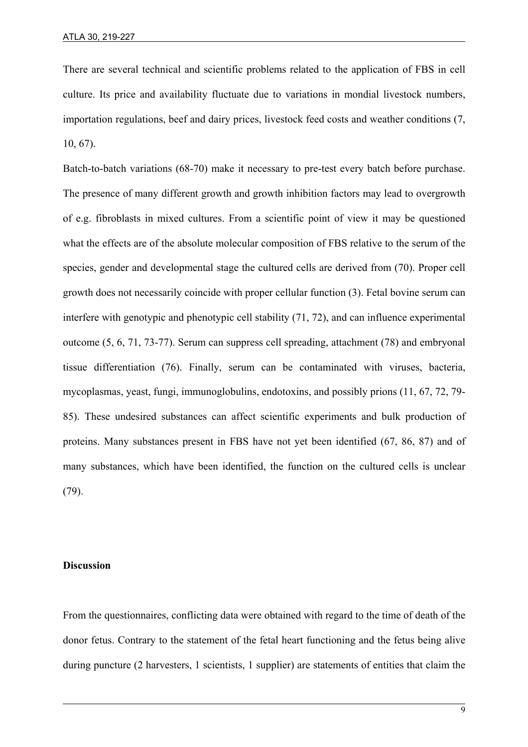There are several technical and scientific problems related to the application of FBS in cell culture. Its price and availability fluctuate due to variations in mondial livestock numbers, importation regulations, beef and dairy prices, livestock feed costs and weather conditions (7, 10, 67).

Batch-to-batch variations (68-70) make it necessary to pre-test every batch before purchase. The presence of many different growth and growth inhibition factors may lead to overgrowth of e.g. fibroblasts in mixed cultures. From a scientific point of view it may be questioned what the effects are of the absolute molecular composition of FBS relative to the serum of the species, gender and developmental stage the cultured cells are derived from (70). Proper cell growth does not necessarily coincide with proper cellular function (3). Fetal bovine serum can interfere with genotypic and phenotypic cell stability (71, 72), and can influence experimental outcome (5, 6, 71, 73-77). Serum can suppress cell spreading, attachment (78) and embryonal tissue differentiation (76). Finally, serum can be contaminated with viruses, bacteria, mycoplasmas, yeast, fungi, immunoglobulins, endotoxins, and possibly prions (11, 67, 72, 79-85). These undesired substances can affect scientific experiments and bulk production of proteins. Many substances present in FBS have not yet been identified (67, 86, 87) and of many substances, which have been identified, the function on the cultured cells is unclear (79).

**Discussion**

From the questionnaires, conflicting data were obtained with regard to the time of death of the donor fetus. Contrary to the statement of the fetal heart functioning and the fetus being alive during puncture (2 harvesters, 1 scientists, 1 supplier) are statements of entities that claim the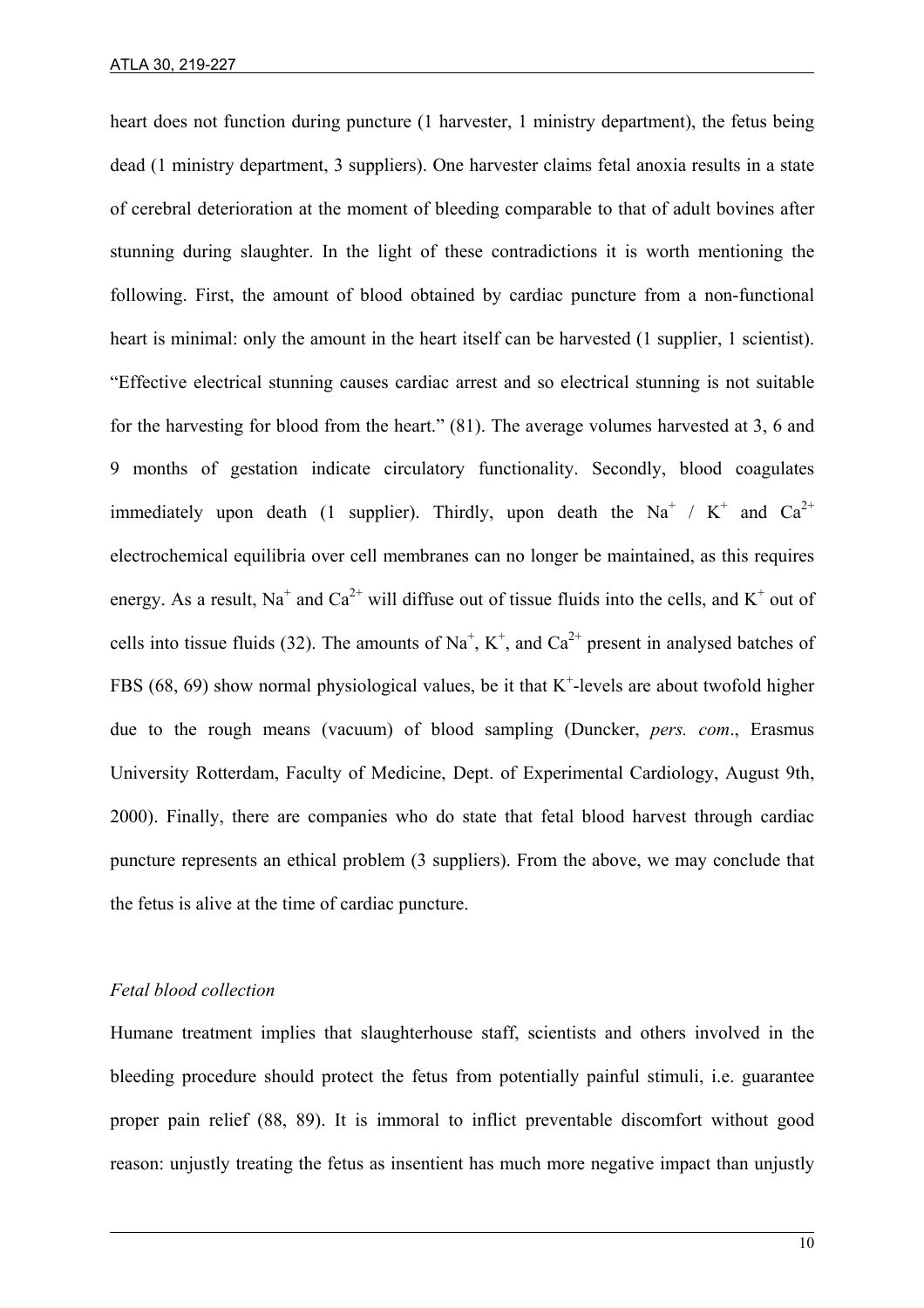heart does not function during puncture (1 harvester, 1 ministry department), the fetus being dead (1 ministry department, 3 suppliers). One harvester claims fetal anoxia results in a state of cerebral deterioration at the moment of bleeding comparable to that of adult bovines after stunning during slaughter. In the light of these contradictions it is worth mentioning the following. First, the amount of blood obtained by cardiac puncture from a non-functional heart is minimal: only the amount in the heart itself can be harvested (1 supplier, 1 scientist). "Effective electrical stunning causes cardiac arrest and so electrical stunning is not suitable for the harvesting for blood from the heart." (81). The average volumes harvested at 3, 6 and 9 months of gestation indicate circulatory functionality. Secondly, blood coagulates immediately upon death (1 supplier). Thirdly, upon death the $Na^+$ / $K^+$ and $Ca^{2+}$ electrochemical equilibria over cell membranes can no longer be maintained, as this requires energy. As a result, $Na^+$ and $Ca^{2+}$ will diffuse out of tissue fluids into the cells, and $K^+$ out of cells into tissue fluids (32). The amounts of $Na^+$, $K^+$, and $Ca^{2+}$ present in analysed batches of FBS (68, 69) show normal physiological values, be it that $K^+$-levels are about twofold higher due to the rough means (vacuum) of blood sampling (Duncker, *pers. com*., Erasmus University Rotterdam, Faculty of Medicine, Dept. of Experimental Cardiology, August 9th, 2000). Finally, there are companies who do state that fetal blood harvest through cardiac puncture represents an ethical problem (3 suppliers). From the above, we may conclude that the fetus is alive at the time of cardiac puncture.

### *Fetal blood collection*

Humane treatment implies that slaughterhouse staff, scientists and others involved in the bleeding procedure should protect the fetus from potentially painful stimuli, i.e. guarantee proper pain relief (88, 89). It is immoral to inflict preventable discomfort without good reason: unjustly treating the fetus as insentient has much more negative impact than unjustly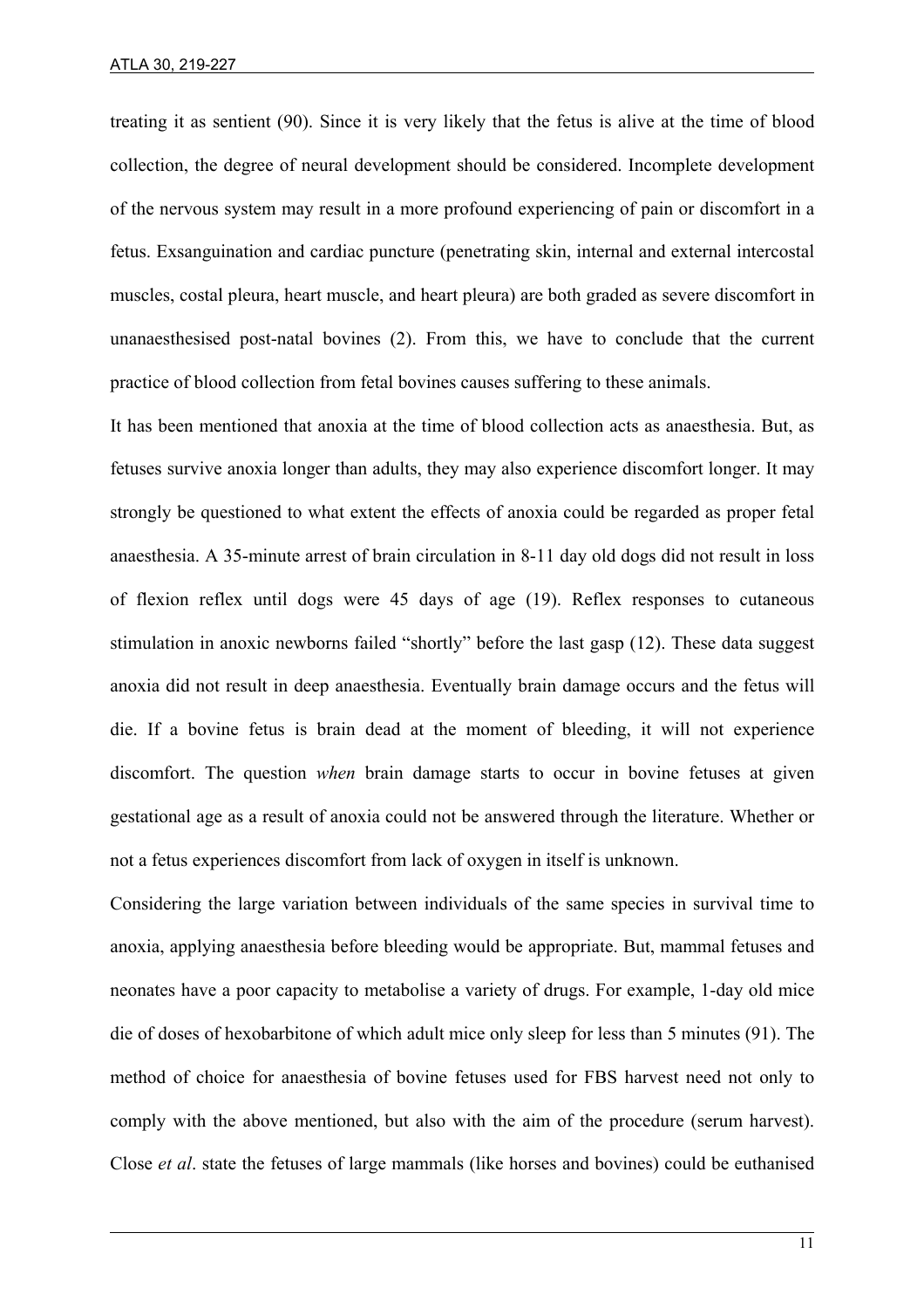treating it as sentient (90). Since it is very likely that the fetus is alive at the time of blood collection, the degree of neural development should be considered. Incomplete development of the nervous system may result in a more profound experiencing of pain or discomfort in a fetus. Exsanguination and cardiac puncture (penetrating skin, internal and external intercostal muscles, costal pleura, heart muscle, and heart pleura) are both graded as severe discomfort in unanaesthesised post-natal bovines (2). From this, we have to conclude that the current practice of blood collection from fetal bovines causes suffering to these animals.

It has been mentioned that anoxia at the time of blood collection acts as anaesthesia. But, as fetuses survive anoxia longer than adults, they may also experience discomfort longer. It may strongly be questioned to what extent the effects of anoxia could be regarded as proper fetal anaesthesia. A 35-minute arrest of brain circulation in 8-11 day old dogs did not result in loss of flexion reflex until dogs were 45 days of age (19). Reflex responses to cutaneous stimulation in anoxic newborns failed "shortly" before the last gasp (12). These data suggest anoxia did not result in deep anaesthesia. Eventually brain damage occurs and the fetus will die. If a bovine fetus is brain dead at the moment of bleeding, it will not experience discomfort. The question *when* brain damage starts to occur in bovine fetuses at given gestational age as a result of anoxia could not be answered through the literature. Whether or not a fetus experiences discomfort from lack of oxygen in itself is unknown.

Considering the large variation between individuals of the same species in survival time to anoxia, applying anaesthesia before bleeding would be appropriate. But, mammal fetuses and neonates have a poor capacity to metabolise a variety of drugs. For example, 1-day old mice die of doses of hexobarbitone of which adult mice only sleep for less than 5 minutes (91). The method of choice for anaesthesia of bovine fetuses used for FBS harvest need not only to comply with the above mentioned, but also with the aim of the procedure (serum harvest). Close *et al*. state the fetuses of large mammals (like horses and bovines) could be euthanised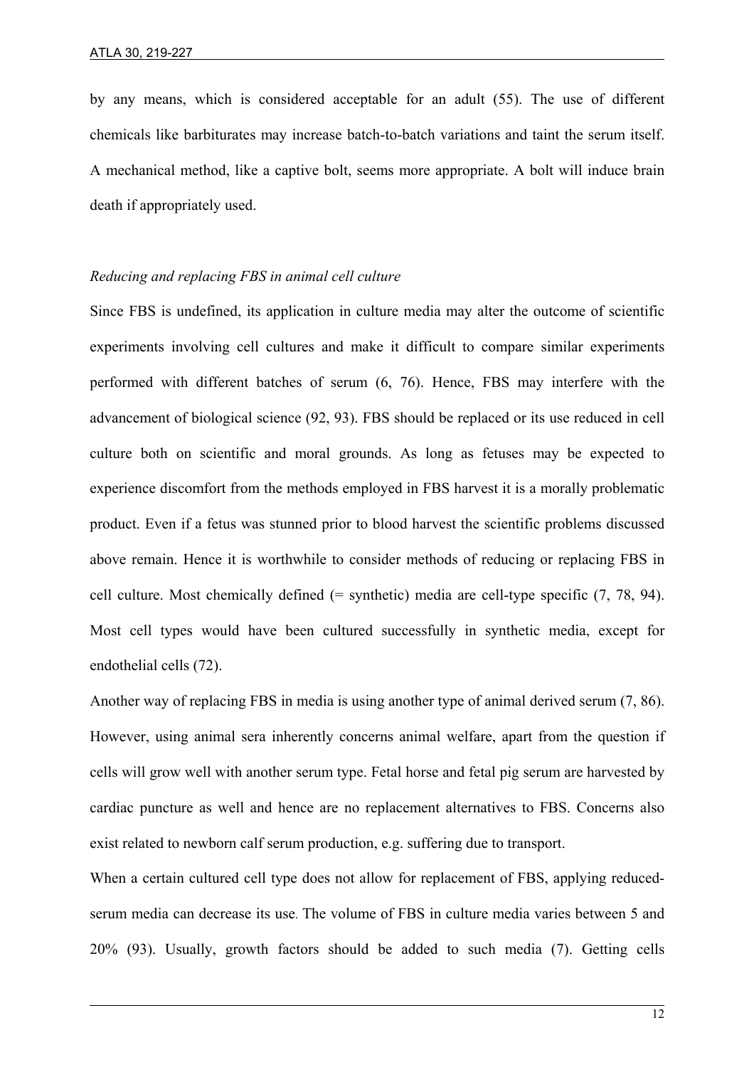by any means, which is considered acceptable for an adult (55). The use of different chemicals like barbiturates may increase batch-to-batch variations and taint the serum itself. A mechanical method, like a captive bolt, seems more appropriate. A bolt will induce brain death if appropriately used.

*Reducing and replacing FBS in animal cell culture*

Since FBS is undefined, its application in culture media may alter the outcome of scientific experiments involving cell cultures and make it difficult to compare similar experiments performed with different batches of serum (6, 76). Hence, FBS may interfere with the advancement of biological science (92, 93). FBS should be replaced or its use reduced in cell culture both on scientific and moral grounds. As long as fetuses may be expected to experience discomfort from the methods employed in FBS harvest it is a morally problematic product. Even if a fetus was stunned prior to blood harvest the scientific problems discussed above remain. Hence it is worthwhile to consider methods of reducing or replacing FBS in cell culture. Most chemically defined (= synthetic) media are cell-type specific (7, 78, 94). Most cell types would have been cultured successfully in synthetic media, except for endothelial cells (72).

Another way of replacing FBS in media is using another type of animal derived serum (7, 86). However, using animal sera inherently concerns animal welfare, apart from the question if cells will grow well with another serum type. Fetal horse and fetal pig serum are harvested by cardiac puncture as well and hence are no replacement alternatives to FBS. Concerns also exist related to newborn calf serum production, e.g. suffering due to transport.

When a certain cultured cell type does not allow for replacement of FBS, applying reduced-serum media can decrease its use. The volume of FBS in culture media varies between 5 and 20% (93). Usually, growth factors should be added to such media (7). Getting cells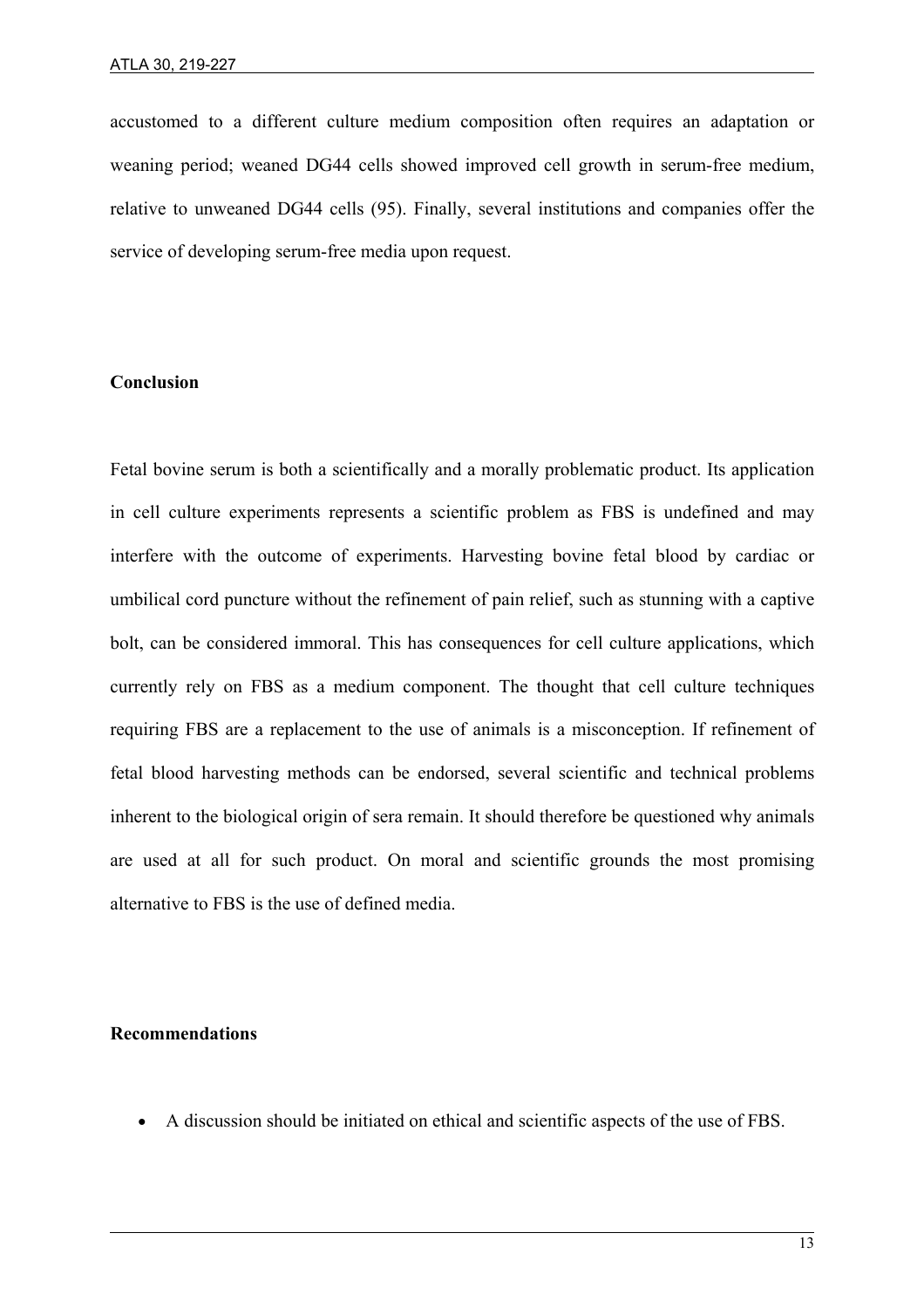accustomed to a different culture medium composition often requires an adaptation or weaning period; weaned DG44 cells showed improved cell growth in serum-free medium, relative to unweaned DG44 cells (95). Finally, several institutions and companies offer the service of developing serum-free media upon request.

## Conclusion

Fetal bovine serum is both a scientifically and a morally problematic product. Its application in cell culture experiments represents a scientific problem as FBS is undefined and may interfere with the outcome of experiments. Harvesting bovine fetal blood by cardiac or umbilical cord puncture without the refinement of pain relief, such as stunning with a captive bolt, can be considered immoral. This has consequences for cell culture applications, which currently rely on FBS as a medium component. The thought that cell culture techniques requiring FBS are a replacement to the use of animals is a misconception. If refinement of fetal blood harvesting methods can be endorsed, several scientific and technical problems inherent to the biological origin of sera remain. It should therefore be questioned why animals are used at all for such product. On moral and scientific grounds the most promising alternative to FBS is the use of defined media.

## Recommendations

- A discussion should be initiated on ethical and scientific aspects of the use of FBS.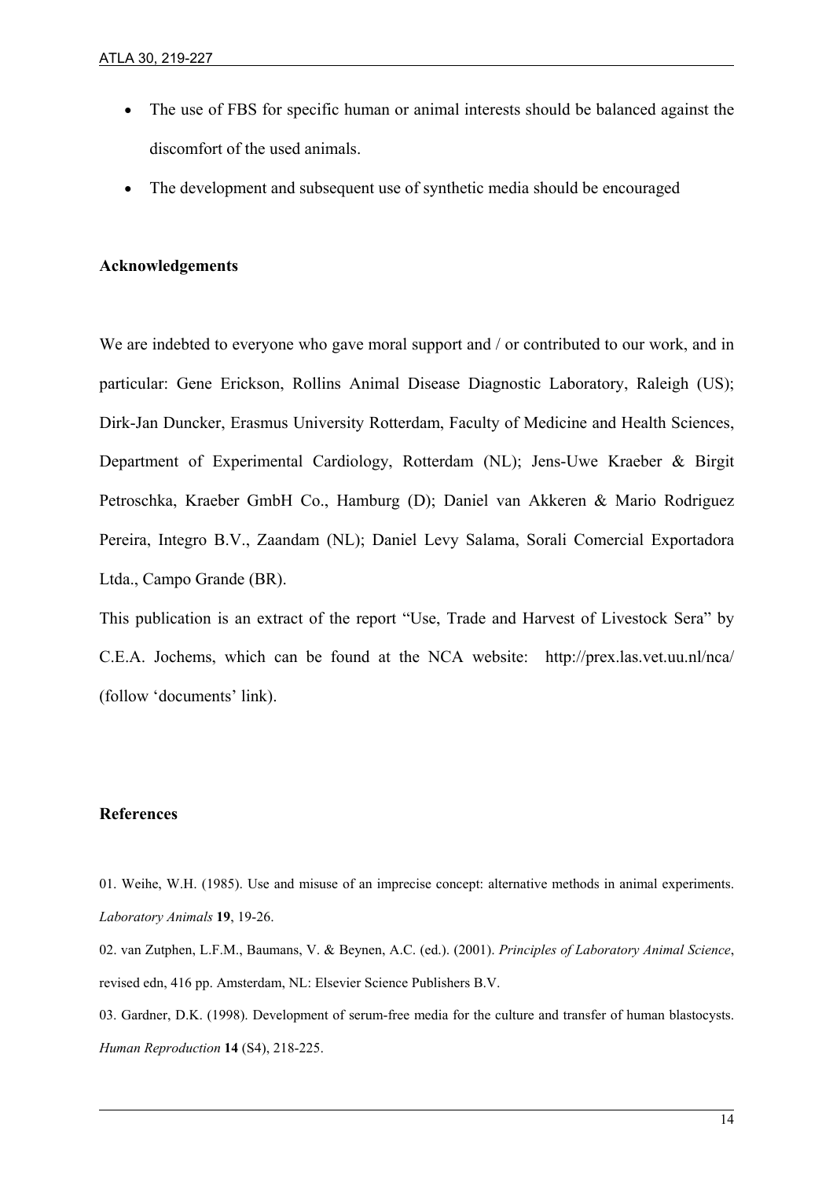- The use of FBS for specific human or animal interests should be balanced against the discomfort of the used animals.
- The development and subsequent use of synthetic media should be encouraged

## Acknowledgements

We are indebted to everyone who gave moral support and / or contributed to our work, and in particular: Gene Erickson, Rollins Animal Disease Diagnostic Laboratory, Raleigh (US); Dirk-Jan Duncker, Erasmus University Rotterdam, Faculty of Medicine and Health Sciences, Department of Experimental Cardiology, Rotterdam (NL); Jens-Uwe Kraeber & Birgit Petroschka, Kraeber GmbH Co., Hamburg (D); Daniel van Akkeren & Mario Rodriguez Pereira, Integro B.V., Zaandam (NL); Daniel Levy Salama, Sorali Comercial Exportadora Ltda., Campo Grande (BR).

This publication is an extract of the report "Use, Trade and Harvest of Livestock Sera" by C.E.A. Jochems, which can be found at the NCA website: http://prex.las.vet.uu.nl/nca/ (follow 'documents' link).

## References

01. Weihe, W.H. (1985). Use and misuse of an imprecise concept: alternative methods in animal experiments. *Laboratory Animals* **19**, 19-26.

02. van Zutphen, L.F.M., Baumans, V. & Beynen, A.C. (ed.). (2001). *Principles of Laboratory Animal Science*, revised edn, 416 pp. Amsterdam, NL: Elsevier Science Publishers B.V.

03. Gardner, D.K. (1998). Development of serum-free media for the culture and transfer of human blastocysts. *Human Reproduction* **14** (S4), 218-225.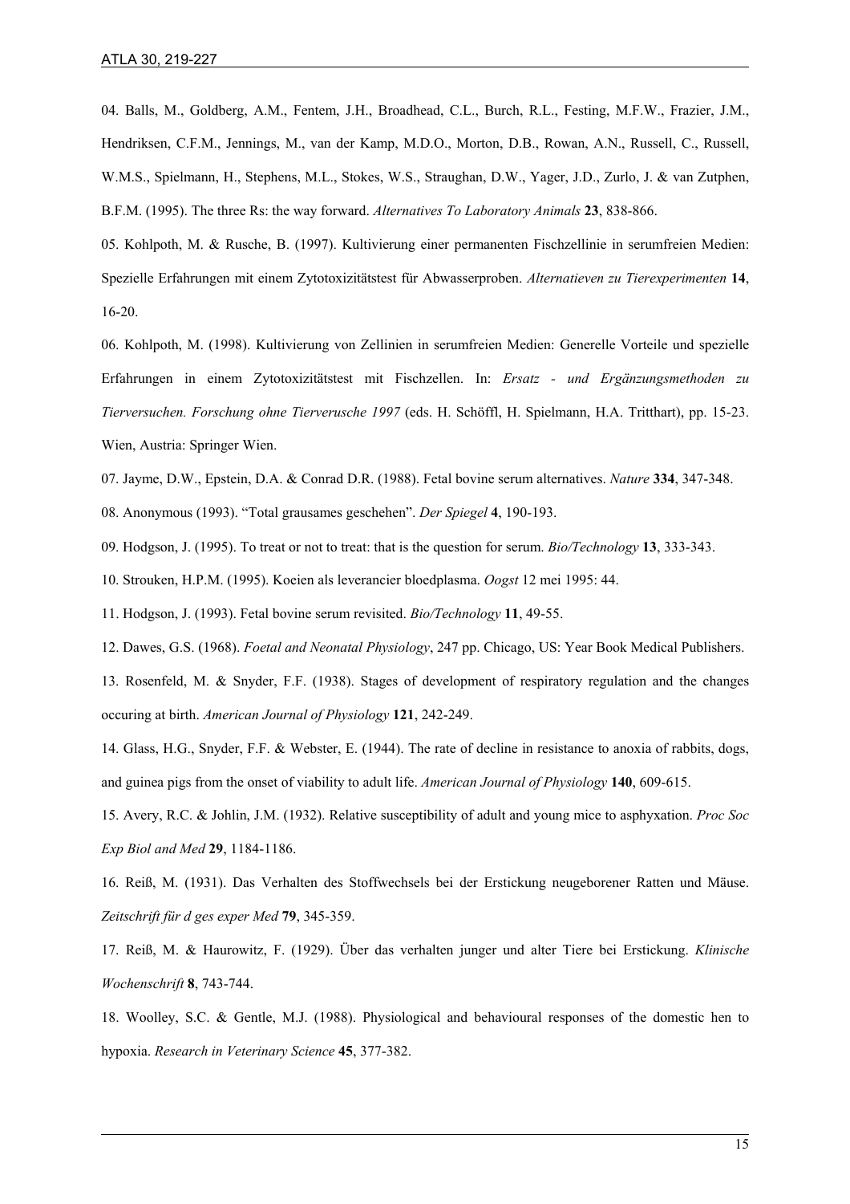04. Balls, M., Goldberg, A.M., Fentem, J.H., Broadhead, C.L., Burch, R.L., Festing, M.F.W., Frazier, J.M., Hendriksen, C.F.M., Jennings, M., van der Kamp, M.D.O., Morton, D.B., Rowan, A.N., Russell, C., Russell, W.M.S., Spielmann, H., Stephens, M.L., Stokes, W.S., Straughan, D.W., Yager, J.D., Zurlo, J. & van Zutphen, B.F.M. (1995). The three Rs: the way forward. *Alternatives To Laboratory Animals* **23**, 838-866.

05. Kohlpoth, M. & Rusche, B. (1997). Kultivierung einer permanenten Fischzellinie in serumfreien Medien: Spezielle Erfahrungen mit einem Zytotoxizitätstest für Abwasserproben. *Alternatieven zu Tierexperimenten* **14**, 16-20.

06. Kohlpoth, M. (1998). Kultivierung von Zellinien in serumfreien Medien: Generelle Vorteile und spezielle Erfahrungen in einem Zytotoxizitätstest mit Fischzellen. In: *Ersatz - und Ergänzungsmethoden zu Tierversuchen. Forschung ohne Tierverusche 1997* (eds. H. Schöffl, H. Spielmann, H.A. Tritthart), pp. 15-23. Wien, Austria: Springer Wien.

07. Jayme, D.W., Epstein, D.A. & Conrad D.R. (1988). Fetal bovine serum alternatives. *Nature* **334**, 347-348.

08. Anonymous (1993). "Total grausames geschehen". *Der Spiegel* **4**, 190-193.

09. Hodgson, J. (1995). To treat or not to treat: that is the question for serum. *Bio/Technology* **13**, 333-343.

10. Strouken, H.P.M. (1995). Koeien als leverancier bloedplasma. *Oogst* 12 mei 1995: 44.

11. Hodgson, J. (1993). Fetal bovine serum revisited. *Bio/Technology* **11**, 49-55.

12. Dawes, G.S. (1968). *Foetal and Neonatal Physiology*, 247 pp. Chicago, US: Year Book Medical Publishers.

13. Rosenfeld, M. & Snyder, F.F. (1938). Stages of development of respiratory regulation and the changes occuring at birth. *American Journal of Physiology* **121**, 242-249.

14. Glass, H.G., Snyder, F.F. & Webster, E. (1944). The rate of decline in resistance to anoxia of rabbits, dogs, and guinea pigs from the onset of viability to adult life. *American Journal of Physiology* **140**, 609-615.

15. Avery, R.C. & Johlin, J.M. (1932). Relative susceptibility of adult and young mice to asphyxation. *Proc Soc Exp Biol and Med* **29**, 1184-1186.

16. Reiß, M. (1931). Das Verhalten des Stoffwechsels bei der Erstickung neugeborener Ratten und Mäuse. *Zeitschrift für d ges exper Med* **79**, 345-359.

17. Reiß, M. & Haurowitz, F. (1929). Über das verhalten junger und alter Tiere bei Erstickung. *Klinische Wochenschrift* **8**, 743-744.

18. Woolley, S.C. & Gentle, M.J. (1988). Physiological and behavioural responses of the domestic hen to hypoxia. *Research in Veterinary Science* **45**, 377-382.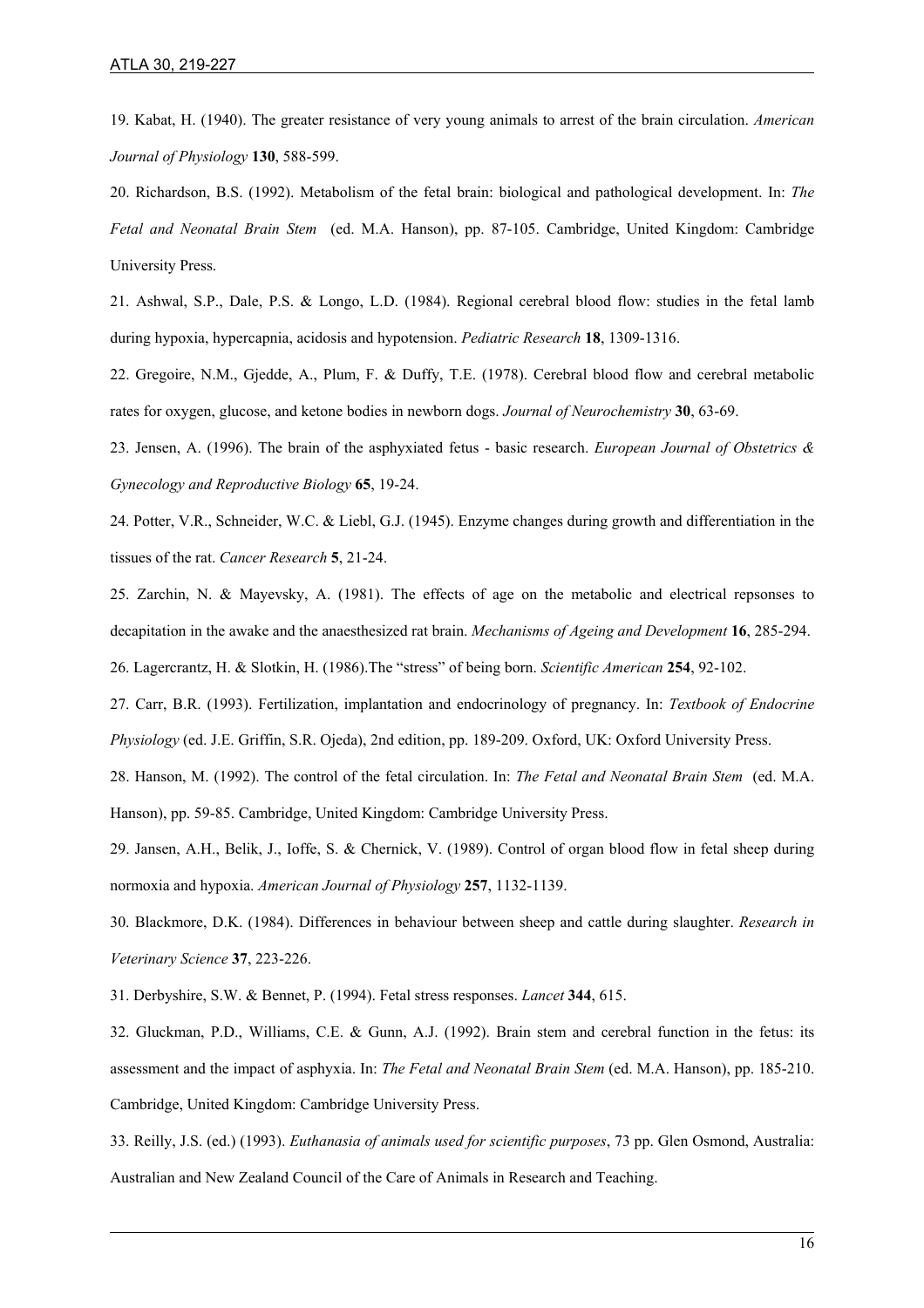19. Kabat, H. (1940). The greater resistance of very young animals to arrest of the brain circulation. *American Journal of Physiology* **130**, 588-599.

20. Richardson, B.S. (1992). Metabolism of the fetal brain: biological and pathological development. In: *The Fetal and Neonatal Brain Stem* (ed. M.A. Hanson), pp. 87-105. Cambridge, United Kingdom: Cambridge University Press.

21. Ashwal, S.P., Dale, P.S. & Longo, L.D. (1984). Regional cerebral blood flow: studies in the fetal lamb during hypoxia, hypercapnia, acidosis and hypotension. *Pediatric Research* **18**, 1309-1316.

22. Gregoire, N.M., Gjedde, A., Plum, F. & Duffy, T.E. (1978). Cerebral blood flow and cerebral metabolic rates for oxygen, glucose, and ketone bodies in newborn dogs. *Journal of Neurochemistry* **30**, 63-69.

23. Jensen, A. (1996). The brain of the asphyxiated fetus - basic research. *European Journal of Obstetrics & Gynecology and Reproductive Biology* **65**, 19-24.

24. Potter, V.R., Schneider, W.C. & Liebl, G.J. (1945). Enzyme changes during growth and differentiation in the tissues of the rat. *Cancer Research* **5**, 21-24.

25. Zarchin, N. & Mayevsky, A. (1981). The effects of age on the metabolic and electrical repsonses to decapitation in the awake and the anaesthesized rat brain. *Mechanisms of Ageing and Development* **16**, 285-294.

26. Lagercrantz, H. & Slotkin, H. (1986).The "stress" of being born. *Scientific American* **254**, 92-102.

27. Carr, B.R. (1993). Fertilization, implantation and endocrinology of pregnancy. In: *Textbook of Endocrine Physiology* (ed. J.E. Griffin, S.R. Ojeda), 2nd edition, pp. 189-209. Oxford, UK: Oxford University Press.

28. Hanson, M. (1992). The control of the fetal circulation. In: *The Fetal and Neonatal Brain Stem* (ed. M.A. Hanson), pp. 59-85. Cambridge, United Kingdom: Cambridge University Press.

29. Jansen, A.H., Belik, J., Ioffe, S. & Chernick, V. (1989). Control of organ blood flow in fetal sheep during normoxia and hypoxia. *American Journal of Physiology* **257**, 1132-1139.

30. Blackmore, D.K. (1984). Differences in behaviour between sheep and cattle during slaughter. *Research in Veterinary Science* **37**, 223-226.

31. Derbyshire, S.W. & Bennet, P. (1994). Fetal stress responses. *Lancet* **344**, 615.

32. Gluckman, P.D., Williams, C.E. & Gunn, A.J. (1992). Brain stem and cerebral function in the fetus: its assessment and the impact of asphyxia. In: *The Fetal and Neonatal Brain Stem* (ed. M.A. Hanson), pp. 185-210. Cambridge, United Kingdom: Cambridge University Press.

33. Reilly, J.S. (ed.) (1993). *Euthanasia of animals used for scientific purposes*, 73 pp. Glen Osmond, Australia: Australian and New Zealand Council of the Care of Animals in Research and Teaching.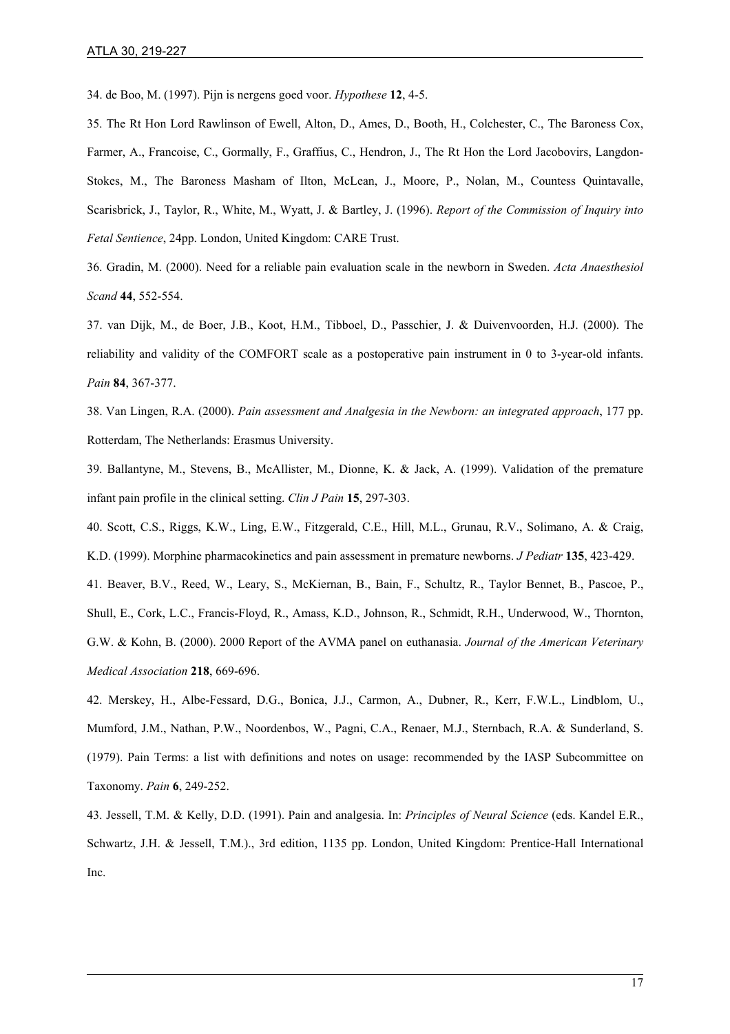34. de Boo, M. (1997). Pijn is nergens goed voor. *Hypothese* **12**, 4-5.

35. The Rt Hon Lord Rawlinson of Ewell, Alton, D., Ames, D., Booth, H., Colchester, C., The Baroness Cox, Farmer, A., Francoise, C., Gormally, F., Graffius, C., Hendron, J., The Rt Hon the Lord Jacobovirs, Langdon-Stokes, M., The Baroness Masham of Ilton, McLean, J., Moore, P., Nolan, M., Countess Quintavalle, Scarisbrick, J., Taylor, R., White, M., Wyatt, J. & Bartley, J. (1996). *Report of the Commission of Inquiry into Fetal Sentience*, 24pp. London, United Kingdom: CARE Trust.

36. Gradin, M. (2000). Need for a reliable pain evaluation scale in the newborn in Sweden. *Acta Anaesthesiol Scand* **44**, 552-554.

37. van Dijk, M., de Boer, J.B., Koot, H.M., Tibboel, D., Passchier, J. & Duivenvoorden, H.J. (2000). The reliability and validity of the COMFORT scale as a postoperative pain instrument in 0 to 3-year-old infants. *Pain* **84**, 367-377.

38. Van Lingen, R.A. (2000). *Pain assessment and Analgesia in the Newborn: an integrated approach*, 177 pp. Rotterdam, The Netherlands: Erasmus University.

39. Ballantyne, M., Stevens, B., McAllister, M., Dionne, K. & Jack, A. (1999). Validation of the premature infant pain profile in the clinical setting. *Clin J Pain* **15**, 297-303.

40. Scott, C.S., Riggs, K.W., Ling, E.W., Fitzgerald, C.E., Hill, M.L., Grunau, R.V., Solimano, A. & Craig, K.D. (1999). Morphine pharmacokinetics and pain assessment in premature newborns. *J Pediatr* **135**, 423-429.

41. Beaver, B.V., Reed, W., Leary, S., McKiernan, B., Bain, F., Schultz, R., Taylor Bennet, B., Pascoe, P., Shull, E., Cork, L.C., Francis-Floyd, R., Amass, K.D., Johnson, R., Schmidt, R.H., Underwood, W., Thornton, G.W. & Kohn, B. (2000). 2000 Report of the AVMA panel on euthanasia. *Journal of the American Veterinary Medical Association* **218**, 669-696.

42. Merskey, H., Albe-Fessard, D.G., Bonica, J.J., Carmon, A., Dubner, R., Kerr, F.W.L., Lindblom, U., Mumford, J.M., Nathan, P.W., Noordenbos, W., Pagni, C.A., Renaer, M.J., Sternbach, R.A. & Sunderland, S. (1979). Pain Terms: a list with definitions and notes on usage: recommended by the IASP Subcommittee on Taxonomy. *Pain* **6**, 249-252.

43. Jessell, T.M. & Kelly, D.D. (1991). Pain and analgesia. In: *Principles of Neural Science* (eds. Kandel E.R., Schwartz, J.H. & Jessell, T.M.)., 3rd edition, 1135 pp. London, United Kingdom: Prentice-Hall International Inc.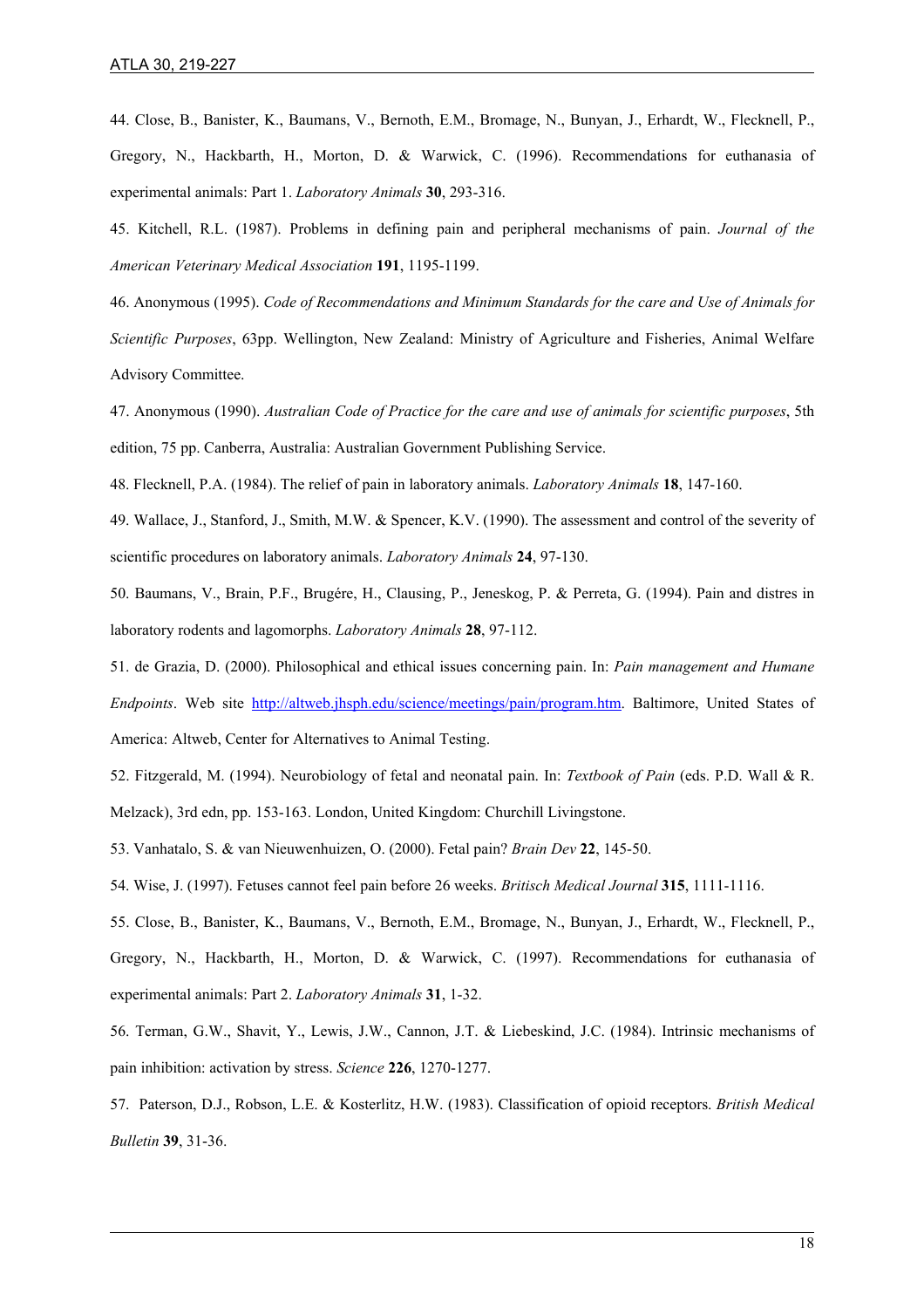44. Close, B., Banister, K., Baumans, V., Bernoth, E.M., Bromage, N., Bunyan, J., Erhardt, W., Flecknell, P., Gregory, N., Hackbarth, H., Morton, D. & Warwick, C. (1996). Recommendations for euthanasia of experimental animals: Part 1. *Laboratory Animals* **30**, 293-316.

45. Kitchell, R.L. (1987). Problems in defining pain and peripheral mechanisms of pain. *Journal of the American Veterinary Medical Association* **191**, 1195-1199.

46. Anonymous (1995). *Code of Recommendations and Minimum Standards for the care and Use of Animals for Scientific Purposes*, 63pp. Wellington, New Zealand: Ministry of Agriculture and Fisheries, Animal Welfare Advisory Committee.

47. Anonymous (1990). *Australian Code of Practice for the care and use of animals for scientific purposes*, 5th edition, 75 pp. Canberra, Australia: Australian Government Publishing Service.

48. Flecknell, P.A. (1984). The relief of pain in laboratory animals. *Laboratory Animals* **18**, 147-160.

49. Wallace, J., Stanford, J., Smith, M.W. & Spencer, K.V. (1990). The assessment and control of the severity of scientific procedures on laboratory animals. *Laboratory Animals* **24**, 97-130.

50. Baumans, V., Brain, P.F., Brugére, H., Clausing, P., Jeneskog, P. & Perreta, G. (1994). Pain and distres in laboratory rodents and lagomorphs. *Laboratory Animals* **28**, 97-112.

51. de Grazia, D. (2000). Philosophical and ethical issues concerning pain. In: *Pain management and Humane Endpoints*. Web site http://altweb.jhsph.edu/science/meetings/pain/program.htm. Baltimore, United States of America: Altweb, Center for Alternatives to Animal Testing.

52. Fitzgerald, M. (1994). Neurobiology of fetal and neonatal pain. In: *Textbook of Pain* (eds. P.D. Wall & R. Melzack), 3rd edn, pp. 153-163. London, United Kingdom: Churchill Livingstone.

53. Vanhatalo, S. & van Nieuwenhuizen, O. (2000). Fetal pain? *Brain Dev* **22**, 145-50.

54. Wise, J. (1997). Fetuses cannot feel pain before 26 weeks. *Britisch Medical Journal* **315**, 1111-1116.

55. Close, B., Banister, K., Baumans, V., Bernoth, E.M., Bromage, N., Bunyan, J., Erhardt, W., Flecknell, P., Gregory, N., Hackbarth, H., Morton, D. & Warwick, C. (1997). Recommendations for euthanasia of experimental animals: Part 2. *Laboratory Animals* **31**, 1-32.

56. Terman, G.W., Shavit, Y., Lewis, J.W., Cannon, J.T. & Liebeskind, J.C. (1984). Intrinsic mechanisms of pain inhibition: activation by stress. *Science* **226**, 1270-1277.

57. Paterson, D.J., Robson, L.E. & Kosterlitz, H.W. (1983). Classification of opioid receptors. *British Medical Bulletin* **39**, 31-36.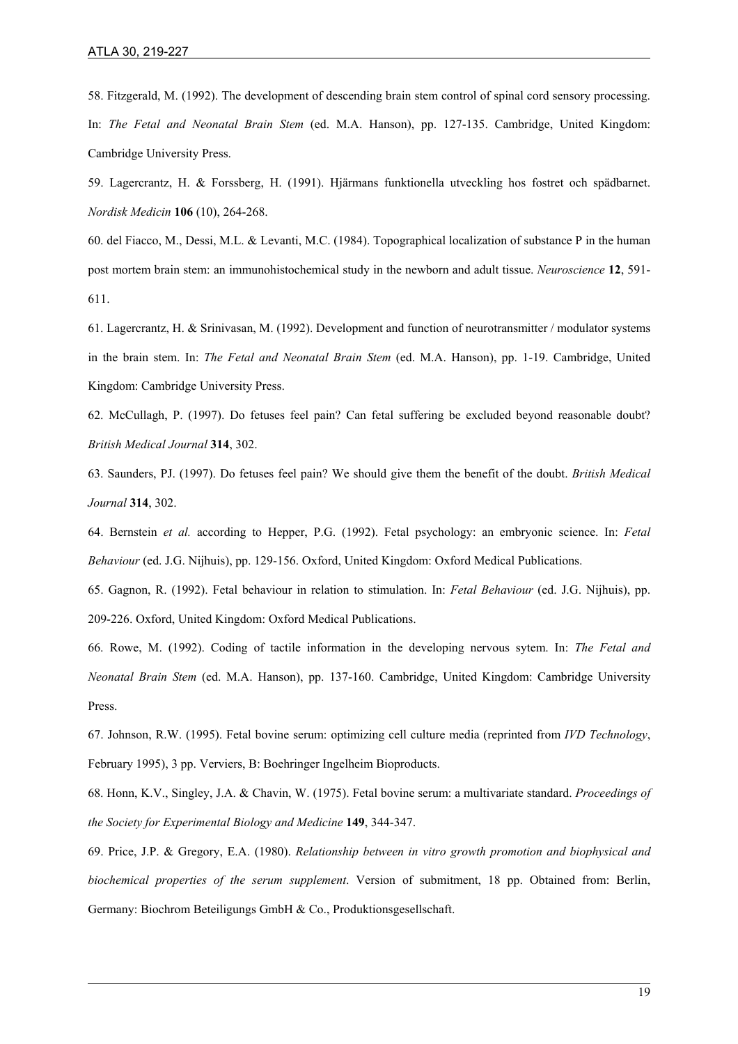58. Fitzgerald, M. (1992). The development of descending brain stem control of spinal cord sensory processing. In: *The Fetal and Neonatal Brain Stem* (ed. M.A. Hanson), pp. 127-135. Cambridge, United Kingdom: Cambridge University Press.

59. Lagercrantz, H. & Forssberg, H. (1991). Hjärmans funktionella utveckling hos fostret och spädbarnet. *Nordisk Medicin* **106** (10), 264-268.

60. del Fiacco, M., Dessi, M.L. & Levanti, M.C. (1984). Topographical localization of substance P in the human post mortem brain stem: an immunohistochemical study in the newborn and adult tissue. *Neuroscience* **12**, 591-611.

61. Lagercrantz, H. & Srinivasan, M. (1992). Development and function of neurotransmitter / modulator systems in the brain stem. In: *The Fetal and Neonatal Brain Stem* (ed. M.A. Hanson), pp. 1-19. Cambridge, United Kingdom: Cambridge University Press.

62. McCullagh, P. (1997). Do fetuses feel pain? Can fetal suffering be excluded beyond reasonable doubt? *British Medical Journal* **314**, 302.

63. Saunders, PJ. (1997). Do fetuses feel pain? We should give them the benefit of the doubt. *British Medical Journal* **314**, 302.

64. Bernstein *et al.* according to Hepper, P.G. (1992). Fetal psychology: an embryonic science. In: *Fetal Behaviour* (ed. J.G. Nijhuis), pp. 129-156. Oxford, United Kingdom: Oxford Medical Publications.

65. Gagnon, R. (1992). Fetal behaviour in relation to stimulation. In: *Fetal Behaviour* (ed. J.G. Nijhuis), pp. 209-226. Oxford, United Kingdom: Oxford Medical Publications.

66. Rowe, M. (1992). Coding of tactile information in the developing nervous sytem. In: *The Fetal and Neonatal Brain Stem* (ed. M.A. Hanson), pp. 137-160. Cambridge, United Kingdom: Cambridge University Press.

67. Johnson, R.W. (1995). Fetal bovine serum: optimizing cell culture media (reprinted from *IVD Technology*, February 1995), 3 pp. Verviers, B: Boehringer Ingelheim Bioproducts.

68. Honn, K.V., Singley, J.A. & Chavin, W. (1975). Fetal bovine serum: a multivariate standard. *Proceedings of the Society for Experimental Biology and Medicine* **149**, 344-347.

69. Price, J.P. & Gregory, E.A. (1980). *Relationship between in vitro growth promotion and biophysical and biochemical properties of the serum supplement*. Version of submitment, 18 pp. Obtained from: Berlin, Germany: Biochrom Beteiligungs GmbH & Co., Produktionsgesellschaft.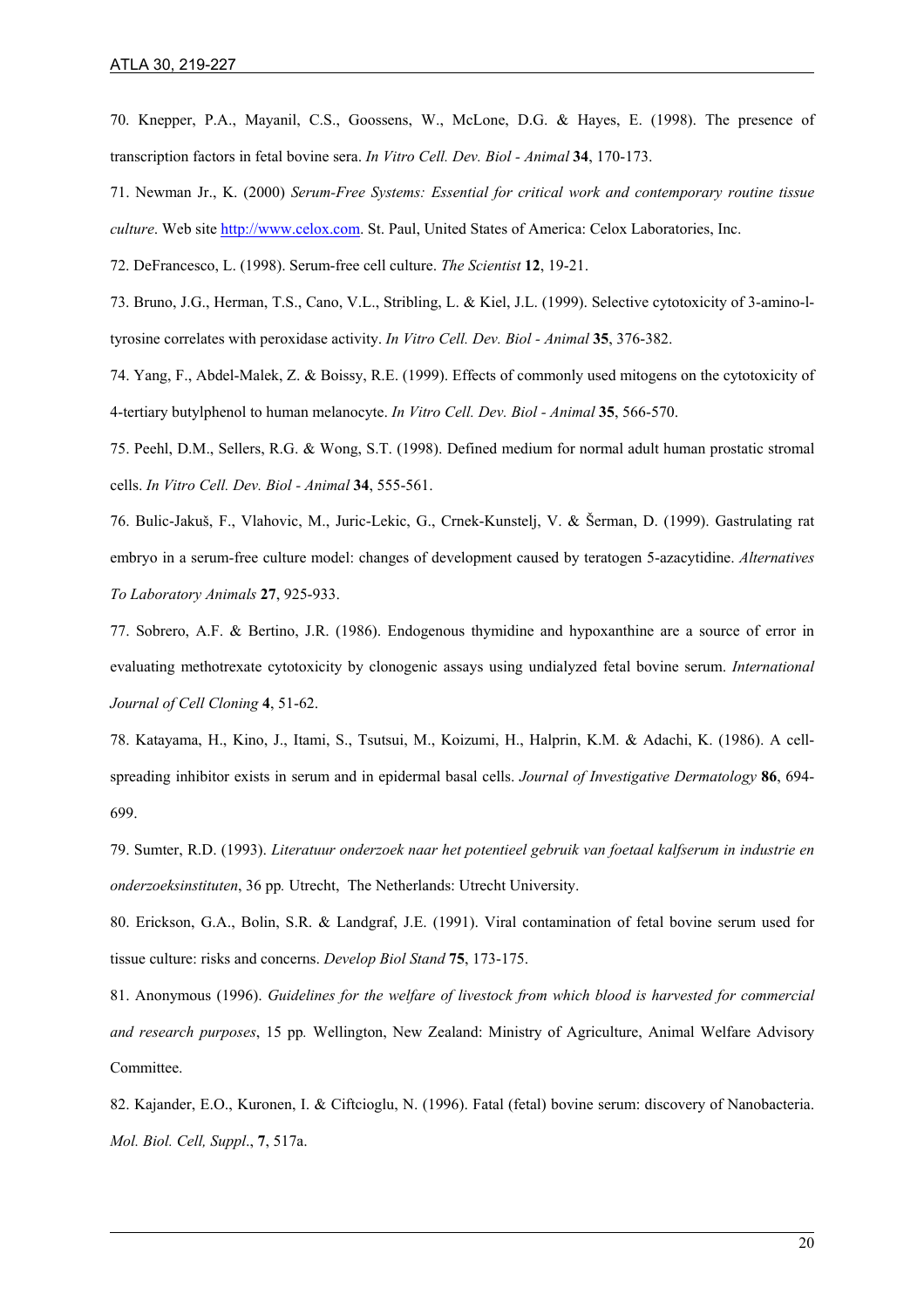70. Knepper, P.A., Mayanil, C.S., Goossens, W., McLone, D.G. & Hayes, E. (1998). The presence of transcription factors in fetal bovine sera. *In Vitro Cell. Dev. Biol - Animal* **34**, 170-173.

71. Newman Jr., K. (2000) *Serum-Free Systems: Essential for critical work and contemporary routine tissue culture*. Web site http://www.celox.com. St. Paul, United States of America: Celox Laboratories, Inc.

72. DeFrancesco, L. (1998). Serum-free cell culture. *The Scientist* **12**, 19-21.

73. Bruno, J.G., Herman, T.S., Cano, V.L., Stribling, L. & Kiel, J.L. (1999). Selective cytotoxicity of 3-amino-l-tyrosine correlates with peroxidase activity. *In Vitro Cell. Dev. Biol - Animal* **35**, 376-382.

74. Yang, F., Abdel-Malek, Z. & Boissy, R.E. (1999). Effects of commonly used mitogens on the cytotoxicity of 4-tertiary butylphenol to human melanocyte. *In Vitro Cell. Dev. Biol - Animal* **35**, 566-570.

75. Peehl, D.M., Sellers, R.G. & Wong, S.T. (1998). Defined medium for normal adult human prostatic stromal cells. *In Vitro Cell. Dev. Biol - Animal* **34**, 555-561.

76. Bulic-Jakuš, F., Vlahovic, M., Juric-Lekic, G., Crnek-Kunstelj, V. & Šerman, D. (1999). Gastrulating rat embryo in a serum-free culture model: changes of development caused by teratogen 5-azacytidine. *Alternatives To Laboratory Animals* **27**, 925-933.

77. Sobrero, A.F. & Bertino, J.R. (1986). Endogenous thymidine and hypoxanthine are a source of error in evaluating methotrexate cytotoxicity by clonogenic assays using undialyzed fetal bovine serum. *International Journal of Cell Cloning* **4**, 51-62.

78. Katayama, H., Kino, J., Itami, S., Tsutsui, M., Koizumi, H., Halprin, K.M. & Adachi, K. (1986). A cell-spreading inhibitor exists in serum and in epidermal basal cells. *Journal of Investigative Dermatology* **86**, 694-699.

79. Sumter, R.D. (1993). *Literatuur onderzoek naar het potentieel gebruik van foetaal kalfserum in industrie en onderzoeksinstituten*, 36 pp. Utrecht, The Netherlands: Utrecht University.

80. Erickson, G.A., Bolin, S.R. & Landgraf, J.E. (1991). Viral contamination of fetal bovine serum used for tissue culture: risks and concerns. *Develop Biol Stand* **75**, 173-175.

81. Anonymous (1996). *Guidelines for the welfare of livestock from which blood is harvested for commercial and research purposes*, 15 pp. Wellington, New Zealand: Ministry of Agriculture, Animal Welfare Advisory Committee.

82. Kajander, E.O., Kuronen, I. & Ciftcioglu, N. (1996). Fatal (fetal) bovine serum: discovery of Nanobacteria. *Mol. Biol. Cell, Suppl*., **7**, 517a.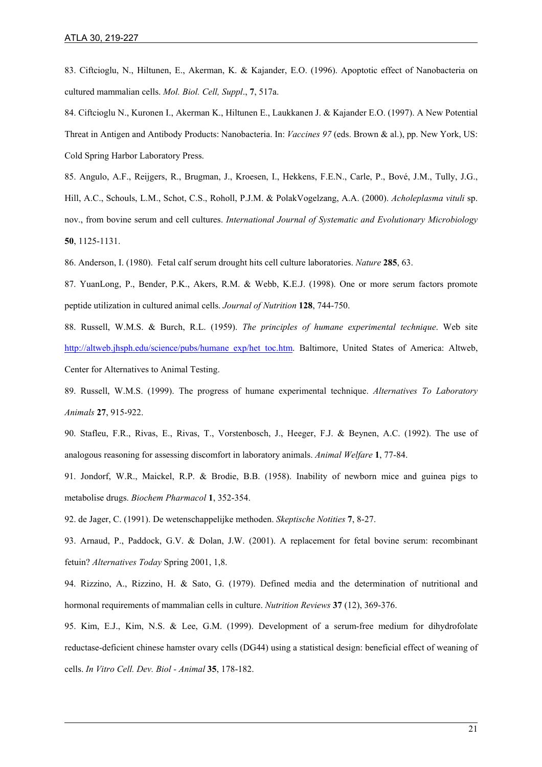83. Ciftcioglu, N., Hiltunen, E., Akerman, K. & Kajander, E.O. (1996). Apoptotic effect of Nanobacteria on cultured mammalian cells. *Mol. Biol. Cell, Suppl*., **7**, 517a.

84. Ciftcioglu N., Kuronen I., Akerman K., Hiltunen E., Laukkanen J. & Kajander E.O. (1997). A New Potential Threat in Antigen and Antibody Products: Nanobacteria. In: *Vaccines 97* (eds. Brown & al.), pp. New York, US: Cold Spring Harbor Laboratory Press.

85. Angulo, A.F., Reijgers, R., Brugman, J., Kroesen, I., Hekkens, F.E.N., Carle, P., Bové, J.M., Tully, J.G., Hill, A.C., Schouls, L.M., Schot, C.S., Roholl, P.J.M. & PolakVogelzang, A.A. (2000). *Acholeplasma vituli* sp. nov., from bovine serum and cell cultures. *International Journal of Systematic and Evolutionary Microbiology* **50**, 1125-1131.

86. Anderson, I. (1980). Fetal calf serum drought hits cell culture laboratories. *Nature* **285**, 63.

87. YuanLong, P., Bender, P.K., Akers, R.M. & Webb, K.E.J. (1998). One or more serum factors promote peptide utilization in cultured animal cells. *Journal of Nutrition* **128**, 744-750.

88. Russell, W.M.S. & Burch, R.L. (1959). *The principles of humane experimental technique*. Web site http://altweb.jhsph.edu/science/pubs/humane_exp/het_toc.htm. Baltimore, United States of America: Altweb, Center for Alternatives to Animal Testing.

89. Russell, W.M.S. (1999). The progress of humane experimental technique. *Alternatives To Laboratory Animals* **27**, 915-922.

90. Stafleu, F.R., Rivas, E., Rivas, T., Vorstenbosch, J., Heeger, F.J. & Beynen, A.C. (1992). The use of analogous reasoning for assessing discomfort in laboratory animals. *Animal Welfare* **1**, 77-84.

91. Jondorf, W.R., Maickel, R.P. & Brodie, B.B. (1958). Inability of newborn mice and guinea pigs to metabolise drugs. *Biochem Pharmacol* **1**, 352-354.

92. de Jager, C. (1991). De wetenschappelijke methoden. *Skeptische Notities* **7**, 8-27.

93. Arnaud, P., Paddock, G.V. & Dolan, J.W. (2001). A replacement for fetal bovine serum: recombinant fetuin? *Alternatives Today* Spring 2001, 1,8.

94. Rizzino, A., Rizzino, H. & Sato, G. (1979). Defined media and the determination of nutritional and hormonal requirements of mammalian cells in culture. *Nutrition Reviews* **37** (12), 369-376.

95. Kim, E.J., Kim, N.S. & Lee, G.M. (1999). Development of a serum-free medium for dihydrofolate reductase-deficient chinese hamster ovary cells (DG44) using a statistical design: beneficial effect of weaning of cells. *In Vitro Cell. Dev. Biol - Animal* **35**, 178-182.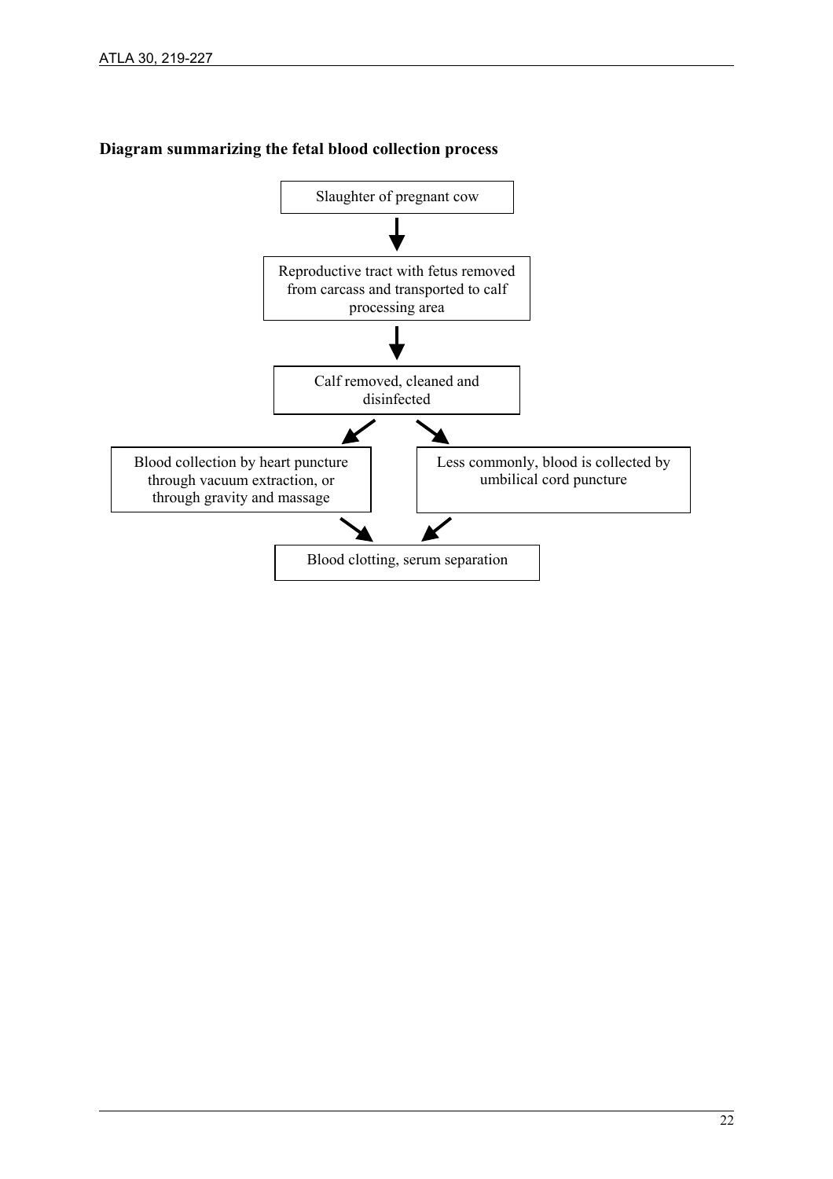**Diagram summarizing the fetal blood collection process**

Slaughter of pregnant cow

Reproductive tract with fetus removed from carcass and transported to calf processing area

Calf removed, cleaned and disinfected

Blood collection by heart puncture through vacuum extraction, or through gravity and massage

Less commonly, blood is collected by umbilical cord puncture

Blood clotting, serum separation